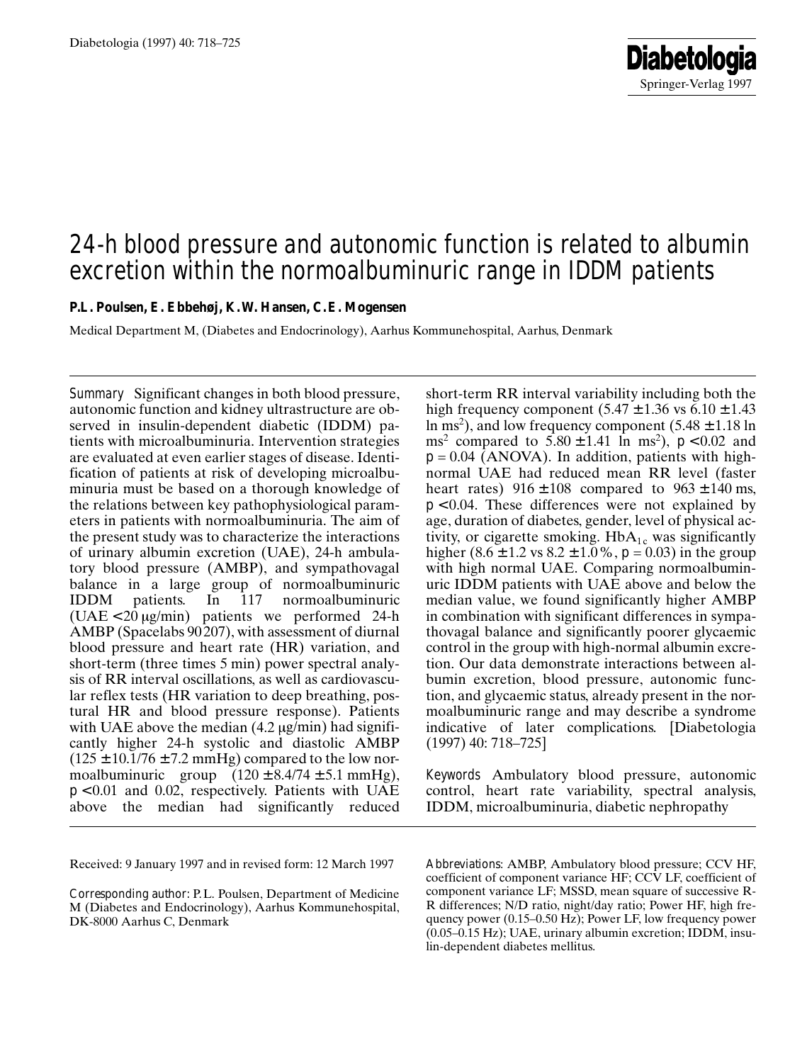# 24-h blood pressure and autonomic function is related to albumin excretion within the normoalbuminuric range in IDDM patients

**P.L. Poulsen, E. Ebbehøj, K.W. Hansen, C.E. Mogensen**

Medical Department M, (Diabetes and Endocrinology), Aarhus Kommunehospital, Aarhus, Denmark

*Summary* Significant changes in both blood pressure, autonomic function and kidney ultrastructure are observed in insulin-dependent diabetic (IDDM) patients with microalbuminuria. Intervention strategies are evaluated at even earlier stages of disease. Identification of patients at risk of developing microalbuminuria must be based on a thorough knowledge of the relations between key pathophysiological parameters in patients with normoalbuminuria. The aim of the present study was to characterize the interactions of urinary albumin excretion (UAE), 24-h ambulatory blood pressure (AMBP), and sympathovagal balance in a large group of normoalbuminuric IDDM patients. In 117 normoalbuminuric (UAE < 20 μg/min) patients we performed 24-h AMBP (Spacelabs 90207), with assessment of diurnal blood pressure and heart rate (HR) variation, and short-term (three times 5 min) power spectral analysis of RR interval oscillations, as well as cardiovascular reflex tests (HR variation to deep breathing, postural HR and blood pressure response). Patients with UAE above the median (4.2 μg/min) had significantly higher 24-h systolic and diastolic AMBP (125 ± 10.1/76 ± 7.2 mmHg) compared to the low normoalbuminuric group (120 ± 8.4/74 ± 5.1 mmHg), $p < 0.01$ and 0.02, respectively. Patients with UAE above the median had significantly reduced short-term RR interval variability including both the high frequency component (5.47 ± 1.36 vs 6.10 ± 1.43 ln $ms^2$), and low frequency component (5.48 ± 1.18 ln $ms^2$ compared to 5.80 ± 1.41 ln $ms^2$), $p < 0.02$ and $p = 0.04$ (ANOVA). In addition, patients with high-normal UAE had reduced mean RR level (faster heart rates) 916 ± 108 compared to 963 ± 140 ms, $p < 0.04$. These differences were not explained by age, duration of diabetes, gender, level of physical activity, or cigarette smoking. $HbA_{1c}$ was significantly higher (8.6 ± 1.2 vs 8.2 ± 1.0 %, $p = 0.03$) in the group with high normal UAE. Comparing normoalbuminuric IDDM patients with UAE above and below the median value, we found significantly higher AMBP in combination with significant differences in sympathovagal balance and significantly poorer glycaemic control in the group with high-normal albumin excretion. Our data demonstrate interactions between albumin excretion, blood pressure, autonomic function, and glycaemic status, already present in the normoalbuminuric range and may describe a syndrome indicative of later complications. [Diabetologia (1997) 40: 718–725]

*Keywords* Ambulatory blood pressure, autonomic control, heart rate variability, spectral analysis, IDDM, microalbuminuria, diabetic nephropathy

Received: 9 January 1997 and in revised form: 12 March 1997

*Corresponding author:* P.L. Poulsen, Department of Medicine M (Diabetes and Endocrinology), Aarhus Kommunehospital, DK-8000 Aarhus C, Denmark

*Abbreviations:* AMBP, Ambulatory blood pressure; CCV HF, coefficient of component variance HF; CCV LF, coefficient of component variance LF; MSSD, mean square of successive R-R differences; N/D ratio, night/day ratio; Power HF, high frequency power (0.15–0.50 Hz); Power LF, low frequency power (0.05–0.15 Hz); UAE, urinary albumin excretion; IDDM, insulin-dependent diabetes mellitus.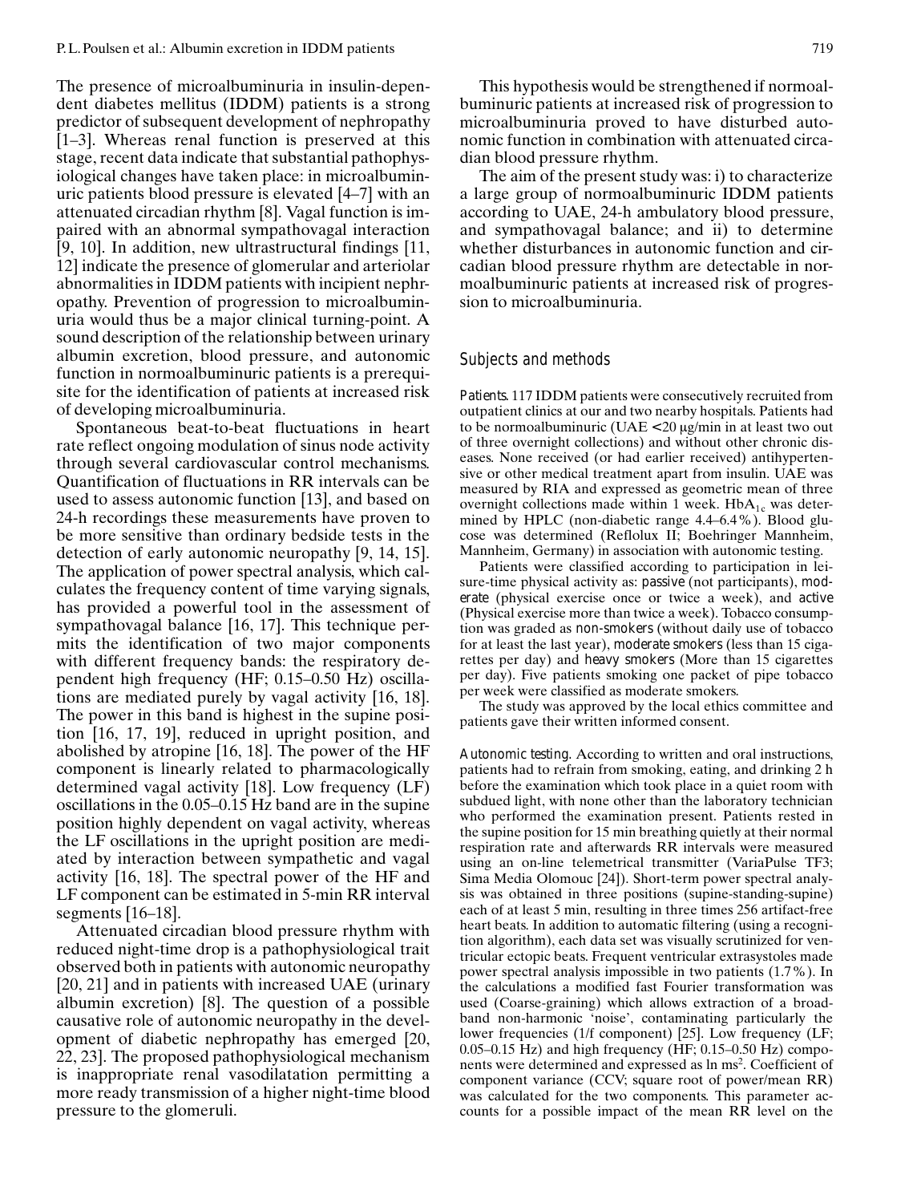The presence of microalbuminuria in insulin-dependent diabetes mellitus (IDDM) patients is a strong predictor of subsequent development of nephropathy [1–3]. Whereas renal function is preserved at this stage, recent data indicate that substantial pathophysiological changes have taken place: in microalbuminuric patients blood pressure is elevated [4–7] with an attenuated circadian rhythm [8]. Vagal function is impaired with an abnormal sympathovagal interaction [9, 10]. In addition, new ultrastructural findings [11, 12] indicate the presence of glomerular and arteriolar abnormalities in IDDM patients with incipient nephropathy. Prevention of progression to microalbuminuria would thus be a major clinical turning-point. A sound description of the relationship between urinary albumin excretion, blood pressure, and autonomic function in normoalbuminuric patients is a prerequisite for the identification of patients at increased risk of developing microalbuminuria.

Spontaneous beat-to-beat fluctuations in heart rate reflect ongoing modulation of sinus node activity through several cardiovascular control mechanisms. Quantification of fluctuations in RR intervals can be used to assess autonomic function [13], and based on 24-h recordings these measurements have proven to be more sensitive than ordinary bedside tests in the detection of early autonomic neuropathy [9, 14, 15]. The application of power spectral analysis, which calculates the frequency content of time varying signals, has provided a powerful tool in the assessment of sympathovagal balance [16, 17]. This technique permits the identification of two major components with different frequency bands: the respiratory dependent high frequency (HF; 0.15–0.50 Hz) oscillations are mediated purely by vagal activity [16, 18]. The power in this band is highest in the supine position [16, 17, 19], reduced in upright position, and abolished by atropine [16, 18]. The power of the HF component is linearly related to pharmacologically determined vagal activity [18]. Low frequency (LF) oscillations in the 0.05–0.15 Hz band are in the supine position highly dependent on vagal activity, whereas the LF oscillations in the upright position are mediated by interaction between sympathetic and vagal activity [16, 18]. The spectral power of the HF and LF component can be estimated in 5-min RR interval segments [16–18].

Attenuated circadian blood pressure rhythm with reduced night-time drop is a pathophysiological trait observed both in patients with autonomic neuropathy [20, 21] and in patients with increased UAE (urinary albumin excretion) [8]. The question of a possible causative role of autonomic neuropathy in the development of diabetic nephropathy has emerged [20, 22, 23]. The proposed pathophysiological mechanism is inappropriate renal vasodilatation permitting a more ready transmission of a higher night-time blood pressure to the glomeruli.

This hypothesis would be strengthened if normoalbuminuric patients at increased risk of progression to microalbuminuria proved to have disturbed autonomic function in combination with attenuated circadian blood pressure rhythm.

The aim of the present study was: i) to characterize a large group of normoalbuminuric IDDM patients according to UAE, 24-h ambulatory blood pressure, and sympathovagal balance; and ii) to determine whether disturbances in autonomic function and circadian blood pressure rhythm are detectable in normoalbuminuric patients at increased risk of progression to microalbuminuria.

## Subjects and methods

*Patients.* 117 IDDM patients were consecutively recruited from outpatient clinics at our and two nearby hospitals. Patients had to be normoalbuminuric (UAE < 20 μg/min in at least two out of three overnight collections) and without other chronic diseases. None received (or had earlier received) antihypertensive or other medical treatment apart from insulin. UAE was measured by RIA and expressed as geometric mean of three overnight collections made within 1 week. $HbA_{1c}$ was determined by HPLC (non-diabetic range 4.4–6.4 %). Blood glucose was determined (Reflolux II; Boehringer Mannheim, Mannheim, Germany) in association with autonomic testing.

Patients were classified according to participation in leisure-time physical activity as: *passive* (not participants), *moderate* (physical exercise once or twice a week), and *active* (Physical exercise more than twice a week). Tobacco consumption was graded as *non-smokers* (without daily use of tobacco for at least the last year), *moderate smokers* (less than 15 cigarettes per day) and *heavy smokers* (More than 15 cigarettes per day). Five patients smoking one packet of pipe tobacco per week were classified as moderate smokers.

The study was approved by the local ethics committee and patients gave their written informed consent.

*Autonomic testing.* According to written and oral instructions, patients had to refrain from smoking, eating, and drinking 2 h before the examination which took place in a quiet room with subdued light, with none other than the laboratory technician who performed the examination present. Patients rested in the supine position for 15 min breathing quietly at their normal respiration rate and afterwards RR intervals were measured using an on-line telemetrical transmitter (VariaPulse TF3; Sima Media Olomouc [24]). Short-term power spectral analysis was obtained in three positions (supine-standing-supine) each of at least 5 min, resulting in three times 256 artifact-free heart beats. In addition to automatic filtering (using a recognition algorithm), each data set was visually scrutinized for ventricular ectopic beats. Frequent ventricular extrasystoles made power spectral analysis impossible in two patients (1.7 %). In the calculations a modified fast Fourier transformation was used (Coarse-graining) which allows extraction of a broadband non-harmonic 'noise', contaminating particularly the lower frequencies (1/f component) [25]. Low frequency (LF; 0.05–0.15 Hz) and high frequency (HF; 0.15–0.50 Hz) components were determined and expressed as ln $ms^2$. Coefficient of component variance (CCV; square root of power/mean RR) was calculated for the two components. This parameter accounts for a possible impact of the mean RR level on the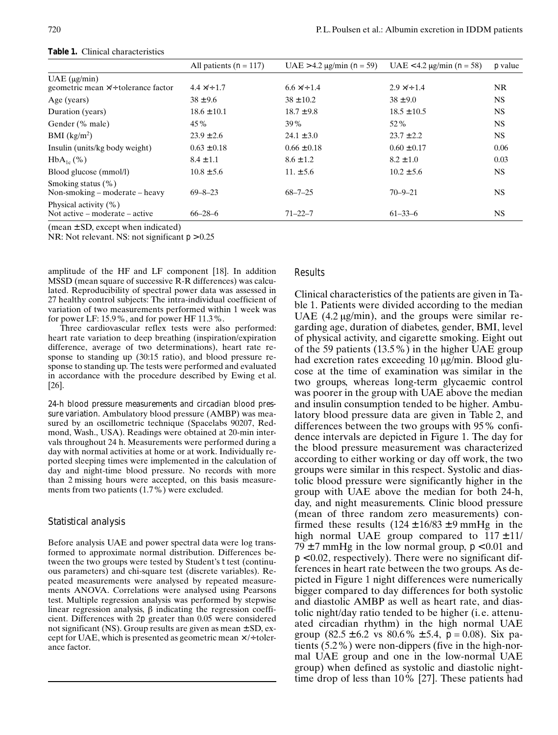**Table 1.** Clinical characteristics

| | All patients (*n* = 117) | UAE > 4.2 μg/min (*n* = 59) | UAE < 4.2 μg/min (*n* = 58) | *p* value |
|---|---|---|---|---|
| UAE (μg/min) geometric mean ×/÷ tolerance factor | 4.4 ×/÷ 1.7 | 6.6 ×/÷ 1.4 | 2.9 ×/÷ 1.4 | NR |
| Age (years) | 38 ± 9.6 | 38 ± 10.2 | 38 ± 9.0 | NS |
| Duration (years) | 18.6 ± 10.1 | 18.7 ± 9.8 | 18.5 ± 10.5 | NS |
| Gender (% male) | 45 % | 39 % | 52 % | NS |
| BMI (kg/m$^2$) | 23.9 ± 2.6 | 24.1 ± 3.0 | 23.7 ± 2.2 | NS |
| Insulin (units/kg body weight) | 0.63 ± 0.18 | 0.66 ± 0.18 | 0.60 ± 0.17 | 0.06 |
| $HbA_{1c}$ (%) | 8.4 ± 1.1 | 8.6 ± 1.2 | 8.2 ± 1.0 | 0.03 |
| Blood glucose (mmol/l) | 10.8 ± 5.6 | 11. ± 5.6 | 10.2 ± 5.6 | NS |
| Smoking status (%) Non-smoking – moderate – heavy | 69–8–23 | 68–7–25 | 70–9–21 | NS |
| Physical activity (%) Not active – moderate – active | 66–28–6 | 71–22–7 | 61–33–6 | NS |

(mean ± SD, except when indicated)

NR: Not relevant. NS: not significant *p* > 0.25

amplitude of the HF and LF component [18]. In addition MSSD (mean square of successive R-R differences) was calculated. Reproducibility of spectral power data was assessed in 27 healthy control subjects: The intra-individual coefficient of variation of two measurements performed within 1 week was for power LF: 15.9 %, and for power HF 11.3 %.

Three cardiovascular reflex tests were also performed: heart rate variation to deep breathing (inspiration/expiration difference, average of two determinations), heart rate response to standing up (30:15 ratio), and blood pressure response to standing up. The tests were performed and evaluated in accordance with the procedure described by Ewing et al. [26].

*24-h blood pressure measurements and circadian blood pressure variation.* Ambulatory blood pressure (AMBP) was measured by an oscillometric technique (Spacelabs 90207, Redmond, Wash., USA). Readings were obtained at 20-min intervals throughout 24 h. Measurements were performed during a day with normal activities at home or at work. Individually reported sleeping times were implemented in the calculation of day and night-time blood pressure. No records with more than 2 missing hours were accepted, on this basis measurements from two patients (1.7 %) were excluded.

## Statistical analysis

Before analysis UAE and power spectral data were log transformed to approximate normal distribution. Differences between the two groups were tested by Student's *t* test (continuous parameters) and chi-square test (discrete variables). Repeated measurements were analysed by repeated measurements ANOVA. Correlations were analysed using Pearsons test. Multiple regression analysis was performed by stepwise linear regression analysis, β indicating the regression coefficient. Differences with 2*p* greater than 0.05 were considered not significant (NS). Group results are given as mean ± SD, except for UAE, which is presented as geometric mean ×/÷ tolerance factor.

## Results

Clinical characteristics of the patients are given in Table 1. Patients were divided according to the median UAE (4.2 μg/min), and the groups were similar regarding age, duration of diabetes, gender, BMI, level of physical activity, and cigarette smoking. Eight out of the 59 patients (13.5 %) in the higher UAE group had excretion rates exceeding 10 μg/min. Blood glucose at the time of examination was similar in the two groups, whereas long-term glycaemic control was poorer in the group with UAE above the median and insulin consumption tended to be higher. Ambulatory blood pressure data are given in Table 2, and differences between the two groups with 95 % confidence intervals are depicted in Figure 1. The day for the blood pressure measurement was characterized according to either working or day off work, the two groups were similar in this respect. Systolic and diastolic blood pressure were significantly higher in the group with UAE above the median for both 24-h, day, and night measurements. Clinic blood pressure (mean of three random zero measurements) confirmed these results (124 ± 16/83 ± 9 mmHg in the high normal UAE group compared to 117 ± 11/79 ± 7 mmHg in the low normal group, *p* < 0.01 and *p* < 0.02, respectively). There were no significant differences in heart rate between the two groups. As depicted in Figure 1 night differences were numerically bigger compared to day differences for both systolic and diastolic AMBP as well as heart rate, and diastolic night/day ratio tended to be higher (i. e. attenuated circadian rhythm) in the high normal UAE group (82.5 ± 6.2 vs 80.6 % ± 5.4, *p* = 0.08). Six patients (5.2 %) were non-dippers (five in the high-normal UAE group and one in the low-normal UAE group) when defined as systolic and diastolic night-time drop of less than 10 % [27]. These patients had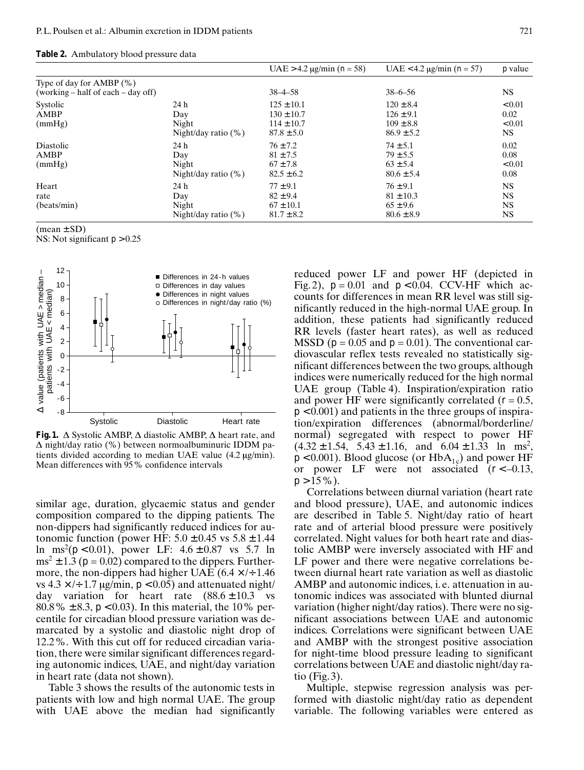**Table 2.** Ambulatory blood pressure data

| | | UAE > 4.2 μg/min (n = 58) | UAE < 4.2 μg/min (n = 57) | p value |
|---|---|---|---|---|
| Type of day for AMBP (%) (working – half of each – day off) | | 38–4–58 | 38–6–56 | NS |
| Systolic AMBP (mmHg) | 24 h | 125 ± 10.1 | 120 ± 8.4 | < 0.01 |
| | Day | 130 ± 10.7 | 126 ± 9.1 | 0.02 |
| | Night | 114 ± 10.7 | 109 ± 8.8 | < 0.01 |
| | Night/day ratio (%) | 87.8 ± 5.0 | 86.9 ± 5.2 | NS |
| Diastolic AMBP (mmHg) | 24 h | 76 ± 7.2 | 74 ± 5.1 | 0.02 |
| | Day | 81 ± 7.5 | 79 ± 5.5 | 0.08 |
| | Night | 67 ± 7.8 | 63 ± 5.4 | < 0.01 |
| | Night/day ratio (%) | 82.5 ± 6.2 | 80.6 ± 5.4 | 0.08 |
| Heart rate (beats/min) | 24 h | 77 ± 9.1 | 76 ± 9.1 | NS |
| | Day | 82 ± 9.4 | 81 ± 10.3 | NS |
| | Night | 67 ± 10.1 | 65 ± 9.6 | NS |
| | Night/day ratio (%) | 81.7 ± 8.2 | 80.6 ± 8.9 | NS |

(mean ± SD)
NS: Not significant $p > 0.25$

**Fig. 1.** Δ Systolic AMBP, Δ diastolic AMBP, Δ heart rate, and Δ night/day ratio (%) between normoalbuminuric IDDM patients divided according to median UAE value (4.2 μg/min). Mean differences with 95 % confidence intervals

similar age, duration, glycaemic status and gender composition compared to the dipping patients. The non-dippers had significantly reduced indices for autonomic function (power HF: 5.0 ± 0.45 vs 5.8 ± 1.44 ln $ms^2$ ($p < 0.01$), power LF: 4.6 ± 0.87 vs 5.7 ln $ms^2$ ± 1.3 ($p = 0.02$) compared to the dippers. Furthermore, the non-dippers had higher UAE (6.4 ×/÷ 1.46 vs 4.3 ×/÷ 1.7 μg/min, $p < 0.05$) and attenuated night/day variation for heart rate (88.6 ± 10.3 vs 80.8 % ± 8.3, $p < 0.03$). In this material, the 10 % percentile for circadian blood pressure variation was demarcated by a systolic and diastolic night drop of 12.2 %. With this cut off for reduced circadian variation, there were similar significant differences regarding autonomic indices, UAE, and night/day variation in heart rate (data not shown).

Table 3 shows the results of the autonomic tests in patients with low and high normal UAE. The group with UAE above the median had significantly reduced power LF and power HF (depicted in Fig. 2), $p = 0.01$ and $p < 0.04$. CCV-HF which accounts for differences in mean RR level was still significantly reduced in the high-normal UAE group. In addition, these patients had significantly reduced RR levels (faster heart rates), as well as reduced MSSD ($p = 0.05$ and $p = 0.01$). The conventional cardiovascular reflex tests revealed no statistically significant differences between the two groups, although indices were numerically reduced for the high normal UAE group (Table 4). Inspiration/expiration ratio and power HF were significantly correlated ($r = 0.5$, $p < 0.001$) and patients in the three groups of inspiration/expiration differences (abnormal/borderline/normal) segregated with respect to power HF (4.32 ± 1.54, 5.43 ± 1.16, and 6.04 ± 1.33 ln $ms^2$, $p < 0.001$). Blood glucose (or $HbA_{1c}$) and power HF or power LF were not associated ($r < -0.13$, $p > 15$ %).

Correlations between diurnal variation (heart rate and blood pressure), UAE, and autonomic indices are described in Table 5. Night/day ratio of heart rate and of arterial blood pressure were positively correlated. Night values for both heart rate and diastolic AMBP were inversely associated with HF and LF power and there were negative correlations between diurnal heart rate variation as well as diastolic AMBP and autonomic indices, i. e. attenuation in autonomic indices was associated with blunted diurnal variation (higher night/day ratios). There were no significant associations between UAE and autonomic indices. Correlations were significant between UAE and AMBP with the strongest positive association for night-time blood pressure leading to significant correlations between UAE and diastolic night/day ratio (Fig. 3).

Multiple, stepwise regression analysis was performed with diastolic night/day ratio as dependent variable. The following variables were entered as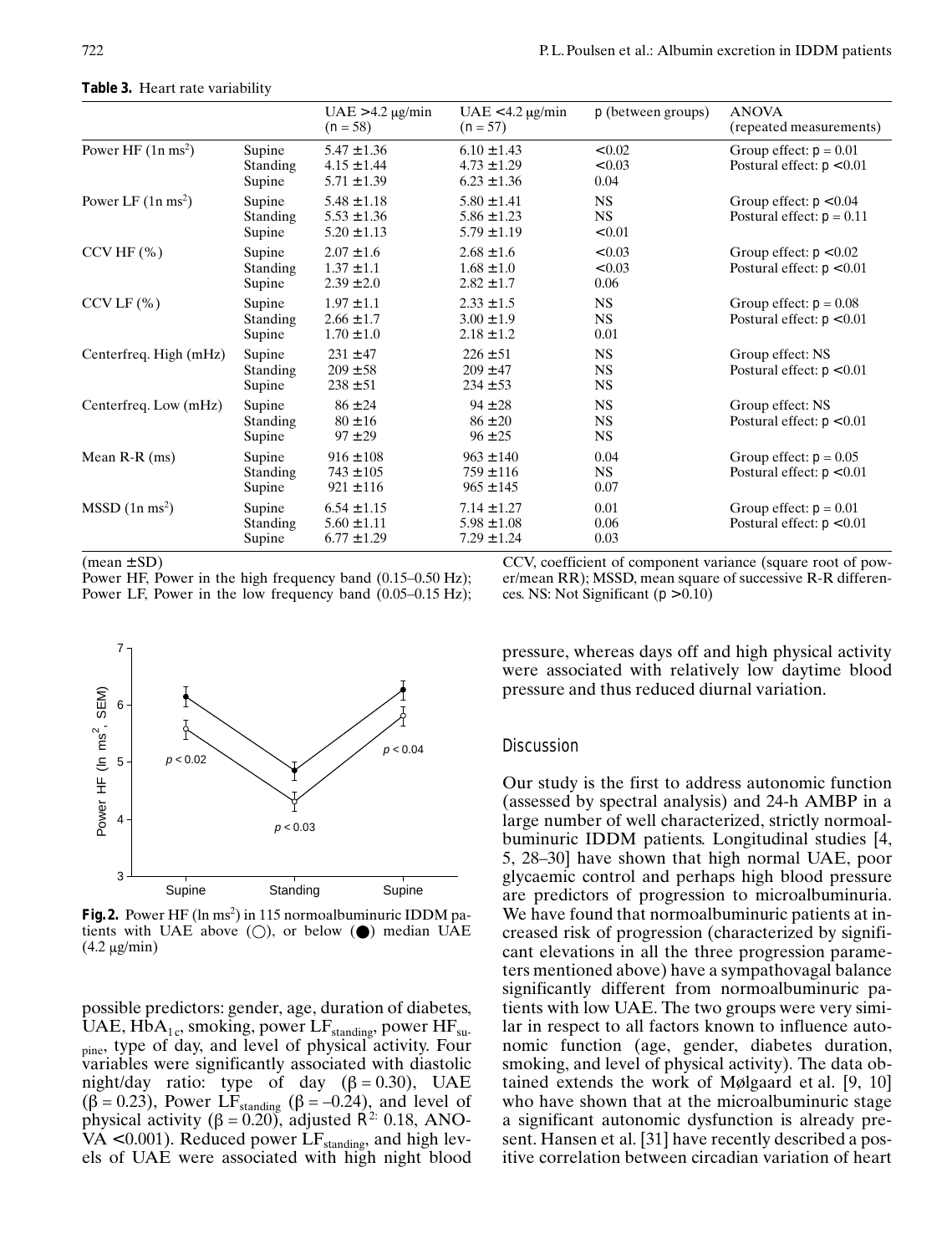**Table 3.** Heart rate variability

| | | UAE >4.2 μg/min (n = 58) | UAE <4.2 μg/min (n = 57) | p (between groups) | ANOVA (repeated measurements) |
|---|---|---|---|---|---|
| Power HF (1n ms$^2$) | Supine | 5.47 ± 1.36 | 6.10 ± 1.43 | < 0.02 | Group effect: p = 0.01 |
| | Standing | 4.15 ± 1.44 | 4.73 ± 1.29 | < 0.03 | Postural effect: p < 0.01 |
| | Supine | 5.71 ± 1.39 | 6.23 ± 1.36 | 0.04 | |
| Power LF (1n ms$^2$) | Supine | 5.48 ± 1.18 | 5.80 ± 1.41 | NS | Group effect: p < 0.04 |
| | Standing | 5.53 ± 1.36 | 5.86 ± 1.23 | NS | Postural effect: p = 0.11 |
| | Supine | 5.20 ± 1.13 | 5.79 ± 1.19 | < 0.01 | |
| CCV HF (%) | Supine | 2.07 ± 1.6 | 2.68 ± 1.6 | < 0.03 | Group effect: p < 0.02 |
| | Standing | 1.37 ± 1.1 | 1.68 ± 1.0 | < 0.03 | Postural effect: p < 0.01 |
| | Supine | 2.39 ± 2.0 | 2.82 ± 1.7 | 0.06 | |
| CCV LF (%) | Supine | 1.97 ± 1.1 | 2.33 ± 1.5 | NS | Group effect: p = 0.08 |
| | Standing | 2.66 ± 1.7 | 3.00 ± 1.9 | NS | Postural effect: p < 0.01 |
| | Supine | 1.70 ± 1.0 | 2.18 ± 1.2 | 0.01 | |
| Centerfreq. High (mHz) | Supine | 231 ± 47 | 226 ± 51 | NS | Group effect: NS |
| | Standing | 209 ± 58 | 209 ± 47 | NS | Postural effect: p < 0.01 |
| | Supine | 238 ± 51 | 234 ± 53 | NS | |
| Centerfreq. Low (mHz) | Supine | 86 ± 24 | 94 ± 28 | NS | Group effect: NS |
| | Standing | 80 ± 16 | 86 ± 20 | NS | Postural effect: p < 0.01 |
| | Supine | 97 ± 29 | 96 ± 25 | NS | |
| Mean R-R (ms) | Supine | 916 ± 108 | 963 ± 140 | 0.04 | Group effect: p = 0.05 |
| | Standing | 743 ± 105 | 759 ± 116 | NS | Postural effect: p < 0.01 |
| | Supine | 921 ± 116 | 965 ± 145 | 0.07 | |
| MSSD (1n ms$^2$) | Supine | 6.54 ± 1.15 | 7.14 ± 1.27 | 0.01 | Group effect: p = 0.01 |
| | Standing | 5.60 ± 1.11 | 5.98 ± 1.08 | 0.06 | Postural effect: p < 0.01 |
| | Supine | 6.77 ± 1.29 | 7.29 ± 1.24 | 0.03 | |

(mean ± SD)
Power HF, Power in the high frequency band (0.15–0.50 Hz); Power LF, Power in the low frequency band (0.05–0.15 Hz); CCV, coefficient of component variance (square root of power/mean RR); MSSD, mean square of successive R-R differences. NS: Not Significant (p > 0.10)

**Fig. 2.** Power HF (ln ms$^2$) in 115 normoalbuminuric IDDM patients with UAE above (○), or below (●) median UAE (4.2 μg/min)

possible predictors: gender, age, duration of diabetes, UAE, $HbA_{1c}$, smoking, power $LF_{standing}$, power $HF_{supine}$, type of day, and level of physical activity. Four variables were significantly associated with diastolic night/day ratio: type of day ($\beta = 0.30$), UAE ($\beta = 0.23$), Power $LF_{standing}$ ($\beta = -0.24$), and level of physical activity ($\beta = 0.20$), adjusted $R^2$: 0.18, ANOVA < 0.001). Reduced power $LF_{standing}$, and high levels of UAE were associated with high night blood pressure, whereas days off and high physical activity were associated with relatively low daytime blood pressure and thus reduced diurnal variation.

## Discussion

Our study is the first to address autonomic function (assessed by spectral analysis) and 24-h AMBP in a large number of well characterized, strictly normoalbuminuric IDDM patients. Longitudinal studies [4, 5, 28–30] have shown that high normal UAE, poor glycaemic control and perhaps high blood pressure are predictors of progression to microalbuminuria. We have found that normoalbuminuric patients at increased risk of progression (characterized by significant elevations in all the three progression parameters mentioned above) have a sympathovagal balance significantly different from normoalbuminuric patients with low UAE. The two groups were very similar in respect to all factors known to influence autonomic function (age, gender, diabetes duration, smoking, and level of physical activity). The data obtained extends the work of Mølgaard et al. [9, 10] who have shown that at the microalbuminuric stage a significant autonomic dysfunction is already present. Hansen et al. [31] have recently described a positive correlation between circadian variation of heart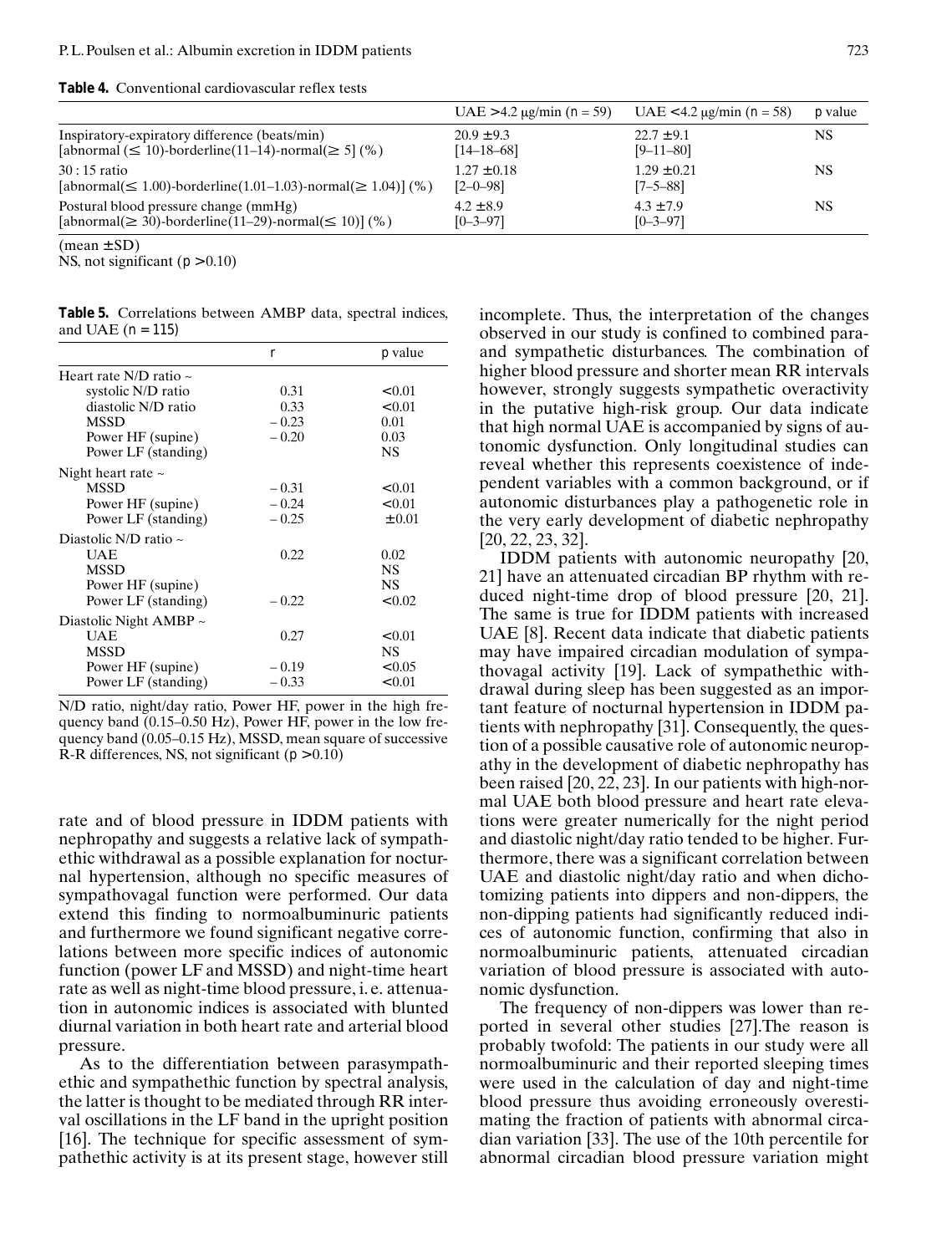**Table 4.** Conventional cardiovascular reflex tests

| | UAE >4.2 μg/min (n = 59) | UAE <4.2 μg/min (n = 58) | p value |
|---|---|---|---|
| Inspiratory-expiratory difference (beats/min) [abnormal (≤ 10)-borderline(11–14)-normal(≥ 5] (%) | 20.9 ± 9.3 [14–18–68] | 22.7 ± 9.1 [9–11–80] | NS |
| 30 : 15 ratio [abnormal(≤ 1.00)-borderline(1.01–1.03)-normal(≥ 1.04)] (%) | 1.27 ± 0.18 [2–0–98] | 1.29 ± 0.21 [7–5–88] | NS |
| Postural blood pressure change (mmHg) [abnormal(≥ 30)-borderline(11–29)-normal(≤ 10)] (%) | 4.2 ± 8.9 [0–3–97] | 4.3 ± 7.9 [0–3–97] | NS |

(mean ± SD)
NS, not significant ($p > 0.10$)

**Table 5.** Correlations between AMBP data, spectral indices, and UAE ($n = 115$)

| | r | p value |
|---|---|---|
| Heart rate N/D ratio ~ | | |
| systolic N/D ratio | 0.31 | <0.01 |
| diastolic N/D ratio | 0.33 | <0.01 |
| MSSD | – 0.23 | 0.01 |
| Power HF (supine) | – 0.20 | 0.03 |
| Power LF (standing) | | NS |
| Night heart rate ~ | | |
| MSSD | – 0.31 | <0.01 |
| Power HF (supine) | – 0.24 | <0.01 |
| Power LF (standing) | – 0.25 | ± 0.01 |
| Diastolic N/D ratio ~ | | |
| UAE | 0.22 | 0.02 |
| MSSD | | NS |
| Power HF (supine) | | NS |
| Power LF (standing) | – 0.22 | <0.02 |
| Diastolic Night AMBP ~ | | |
| UAE | 0.27 | <0.01 |
| MSSD | | NS |
| Power HF (supine) | – 0.19 | <0.05 |
| Power LF (standing) | – 0.33 | <0.01 |

N/D ratio, night/day ratio, Power HF, power in the high frequency band (0.15–0.50 Hz), Power HF, power in the low frequency band (0.05–0.15 Hz), MSSD, mean square of successive R-R differences, NS, not significant ($p > 0.10$)

rate and of blood pressure in IDDM patients with nephropathy and suggests a relative lack of sympathethic withdrawal as a possible explanation for nocturnal hypertension, although no specific measures of sympathovagal function were performed. Our data extend this finding to normoalbuminuric patients and furthermore we found significant negative correlations between more specific indices of autonomic function (power LF and MSSD) and night-time heart rate as well as night-time blood pressure, i. e. attenuation in autonomic indices is associated with blunted diurnal variation in both heart rate and arterial blood pressure.

As to the differentiation between parasympathethic and sympathethic function by spectral analysis, the latter is thought to be mediated through RR interval oscillations in the LF band in the upright position [16]. The technique for specific assessment of sympathethic activity is at its present stage, however still incomplete. Thus, the interpretation of the changes observed in our study is confined to combined para- and sympathetic disturbances. The combination of higher blood pressure and shorter mean RR intervals however, strongly suggests sympathetic overactivity in the putative high-risk group. Our data indicate that high normal UAE is accompanied by signs of autonomic dysfunction. Only longitudinal studies can reveal whether this represents coexistence of independent variables with a common background, or if autonomic disturbances play a pathogenetic role in the very early development of diabetic nephropathy [20, 22, 23, 32].

IDDM patients with autonomic neuropathy [20, 21] have an attenuated circadian BP rhythm with reduced night-time drop of blood pressure [20, 21]. The same is true for IDDM patients with increased UAE [8]. Recent data indicate that diabetic patients may have impaired circadian modulation of sympathovagal activity [19]. Lack of sympathethic withdrawal during sleep has been suggested as an important feature of nocturnal hypertension in IDDM patients with nephropathy [31]. Consequently, the question of a possible causative role of autonomic neuropathy in the development of diabetic nephropathy has been raised [20, 22, 23]. In our patients with high-normal UAE both blood pressure and heart rate elevations were greater numerically for the night period and diastolic night/day ratio tended to be higher. Furthermore, there was a significant correlation between UAE and diastolic night/day ratio and when dichotomizing patients into dippers and non-dippers, the non-dipping patients had significantly reduced indices of autonomic function, confirming that also in normoalbuminuric patients, attenuated circadian variation of blood pressure is associated with autonomic dysfunction.

The frequency of non-dippers was lower than reported in several other studies [27].The reason is probably twofold: The patients in our study were all normoalbuminuric and their reported sleeping times were used in the calculation of day and night-time blood pressure thus avoiding erroneously overestimating the fraction of patients with abnormal circadian variation [33]. The use of the 10th percentile for abnormal circadian blood pressure variation might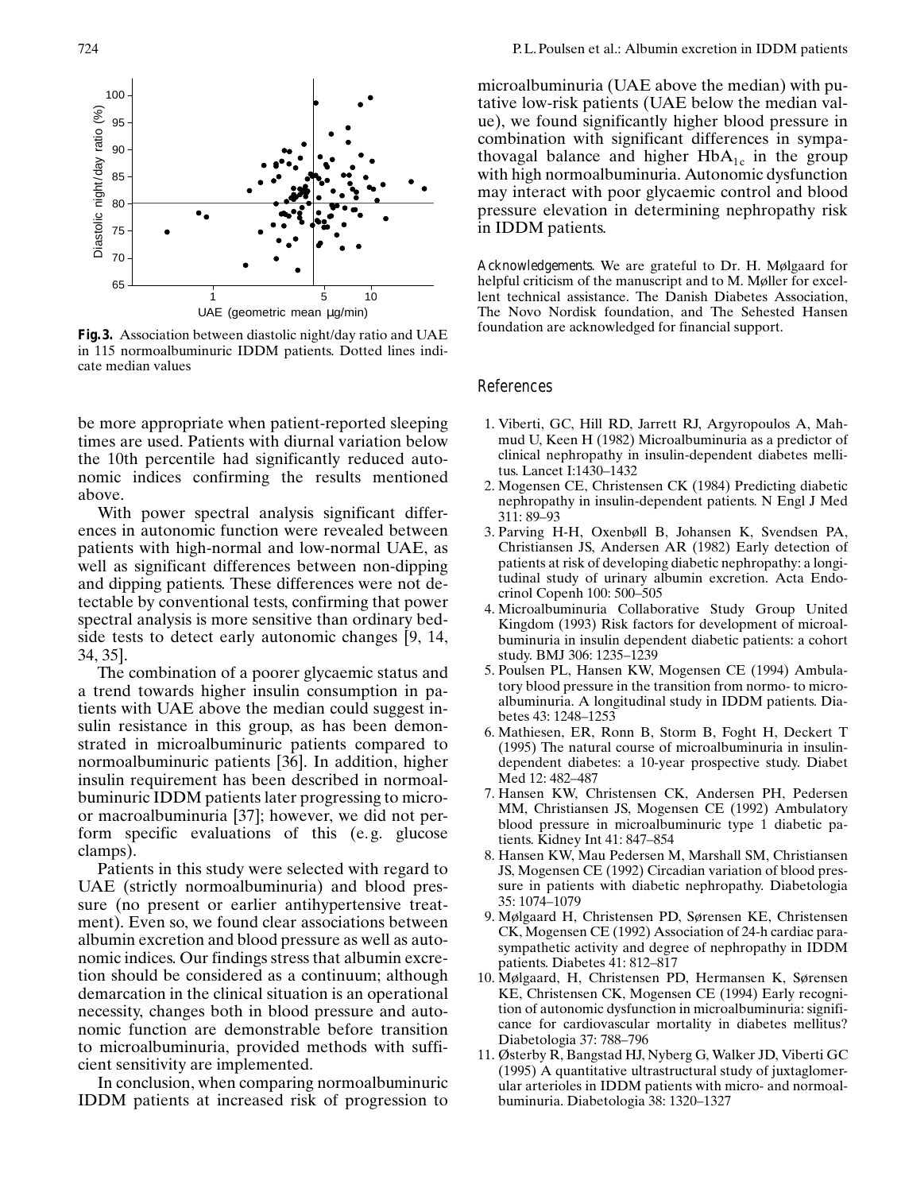**Fig. 3.** Association between diastolic night/day ratio and UAE in 115 normoalbuminuric IDDM patients. Dotted lines indicate median values

be more appropriate when patient-reported sleeping times are used. Patients with diurnal variation below the 10th percentile had significantly reduced autonomic indices confirming the results mentioned above.

With power spectral analysis significant differences in autonomic function were revealed between patients with high-normal and low-normal UAE, as well as significant differences between non-dipping and dipping patients. These differences were not detectable by conventional tests, confirming that power spectral analysis is more sensitive than ordinary bedside tests to detect early autonomic changes [9, 14, 34, 35].

The combination of a poorer glycaemic status and a trend towards higher insulin consumption in patients with UAE above the median could suggest insulin resistance in this group, as has been demonstrated in microalbuminuric patients compared to normoalbuminuric patients [36]. In addition, higher insulin requirement has been described in normoalbuminuric IDDM patients later progressing to micro- or macroalbuminuria [37]; however, we did not perform specific evaluations of this (e.g. glucose clamps).

Patients in this study were selected with regard to UAE (strictly normoalbuminuria) and blood pressure (no present or earlier antihypertensive treatment). Even so, we found clear associations between albumin excretion and blood pressure as well as autonomic indices. Our findings stress that albumin excretion should be considered as a continuum; although demarcation in the clinical situation is an operational necessity, changes both in blood pressure and autonomic function are demonstrable before transition to microalbuminuria, provided methods with sufficient sensitivity are implemented.

In conclusion, when comparing normoalbuminuric IDDM patients at increased risk of progression to microalbuminuria (UAE above the median) with putative low-risk patients (UAE below the median value), we found significantly higher blood pressure in combination with significant differences in sympathovagal balance and higher $HbA_{1c}$ in the group with high normoalbuminuria. Autonomic dysfunction may interact with poor glycaemic control and blood pressure elevation in determining nephropathy risk in IDDM patients.

*Acknowledgements.* We are grateful to Dr. H. Mølgaard for helpful criticism of the manuscript and to M. Møller for excellent technical assistance. The Danish Diabetes Association, The Novo Nordisk foundation, and The Sehested Hansen foundation are acknowledged for financial support.

## References

1. Viberti, GC, Hill RD, Jarrett RJ, Argyropoulos A, Mahmud U, Keen H (1982) Microalbuminuria as a predictor of clinical nephropathy in insulin-dependent diabetes mellitus. Lancet I:1430–1432
2. Mogensen CE, Christensen CK (1984) Predicting diabetic nephropathy in insulin-dependent patients. N Engl J Med 311: 89–93
3. Parving H-H, Oxenbøll B, Johansen K, Svendsen PA, Christiansen JS, Andersen AR (1982) Early detection of patients at risk of developing diabetic nephropathy: a longitudinal study of urinary albumin excretion. Acta Endocrinol Copenh 100: 500–505
4. Microalbuminuria Collaborative Study Group United Kingdom (1993) Risk factors for development of microalbuminuria in insulin dependent diabetic patients: a cohort study. BMJ 306: 1235–1239
5. Poulsen PL, Hansen KW, Mogensen CE (1994) Ambulatory blood pressure in the transition from normo- to microalbuminuria. A longitudinal study in IDDM patients. Diabetes 43: 1248–1253
6. Mathiesen, ER, Ronn B, Storm B, Foght H, Deckert T (1995) The natural course of microalbuminuria in insulin-dependent diabetes: a 10-year prospective study. Diabet Med 12: 482–487
7. Hansen KW, Christensen CK, Andersen PH, Pedersen MM, Christiansen JS, Mogensen CE (1992) Ambulatory blood pressure in microalbuminuric type 1 diabetic patients. Kidney Int 41: 847–854
8. Hansen KW, Mau Pedersen M, Marshall SM, Christiansen JS, Mogensen CE (1992) Circadian variation of blood pressure in patients with diabetic nephropathy. Diabetologia 35: 1074–1079
9. Mølgaard H, Christensen PD, Sørensen KE, Christensen CK, Mogensen CE (1992) Association of 24-h cardiac parasympathetic activity and degree of nephropathy in IDDM patients. Diabetes 41: 812–817
10. Mølgaard, H, Christensen PD, Hermansen K, Sørensen KE, Christensen CK, Mogensen CE (1994) Early recognition of autonomic dysfunction in microalbuminuria: significance for cardiovascular mortality in diabetes mellitus? Diabetologia 37: 788–796
11. Østerby R, Bangstad HJ, Nyberg G, Walker JD, Viberti GC (1995) A quantitative ultrastructural study of juxtaglomerular arterioles in IDDM patients with micro- and normoalbuminuria. Diabetologia 38: 1320–1327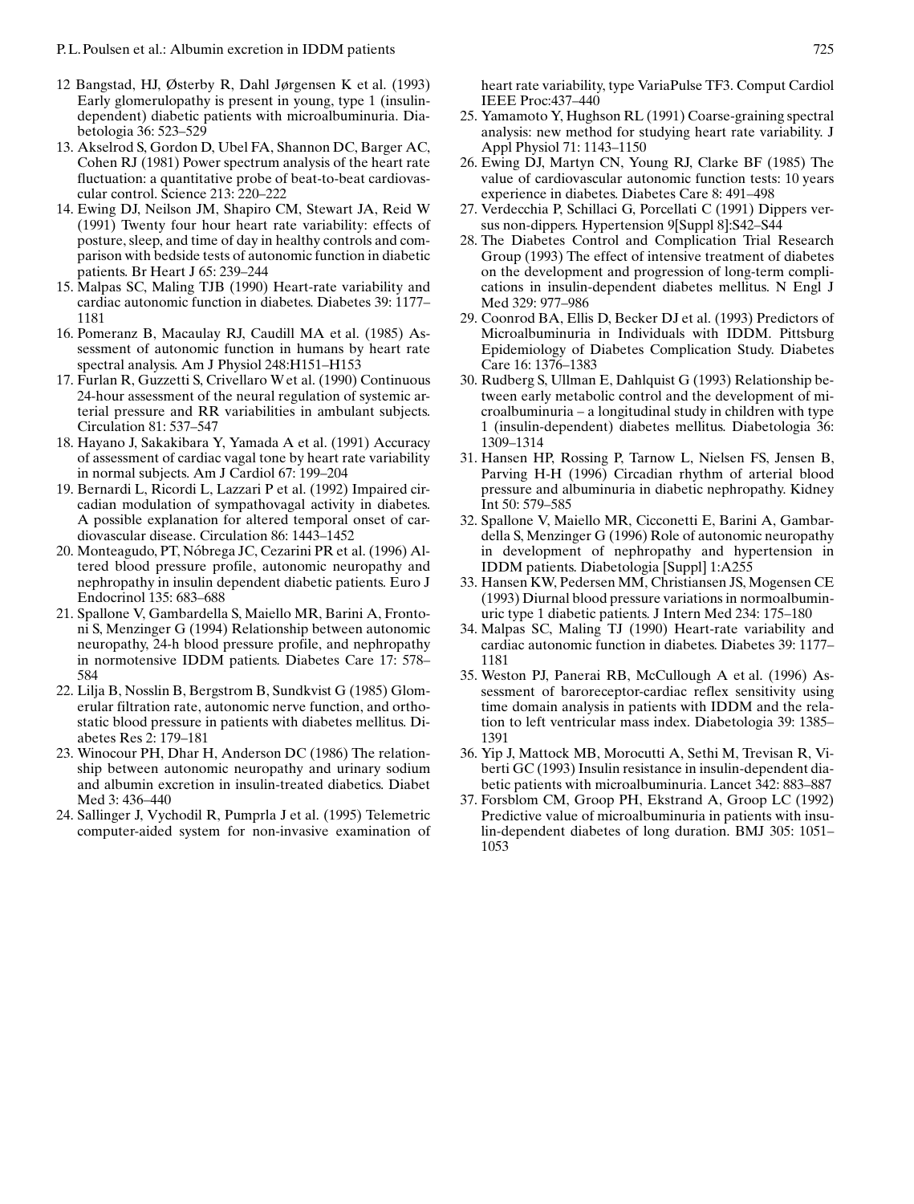12 Bangstad, HJ, Østerby R, Dahl Jørgensen K et al. (1993) Early glomerulopathy is present in young, type 1 (insulin-dependent) diabetic patients with microalbuminuria. Diabetologia 36: 523–529

13. Akselrod S, Gordon D, Ubel FA, Shannon DC, Barger AC, Cohen RJ (1981) Power spectrum analysis of the heart rate fluctuation: a quantitative probe of beat-to-beat cardiovascular control. Science 213: 220–222

14. Ewing DJ, Neilson JM, Shapiro CM, Stewart JA, Reid W (1991) Twenty four hour heart rate variability: effects of posture, sleep, and time of day in healthy controls and comparison with bedside tests of autonomic function in diabetic patients. Br Heart J 65: 239–244

15. Malpas SC, Maling TJB (1990) Heart-rate variability and cardiac autonomic function in diabetes. Diabetes 39: 1177–1181

16. Pomeranz B, Macaulay RJ, Caudill MA et al. (1985) Assessment of autonomic function in humans by heart rate spectral analysis. Am J Physiol 248:H151–H153

17. Furlan R, Guzzetti S, Crivellaro W et al. (1990) Continuous 24-hour assessment of the neural regulation of systemic arterial pressure and RR variabilities in ambulant subjects. Circulation 81: 537–547

18. Hayano J, Sakakibara Y, Yamada A et al. (1991) Accuracy of assessment of cardiac vagal tone by heart rate variability in normal subjects. Am J Cardiol 67: 199–204

19. Bernardi L, Ricordi L, Lazzari P et al. (1992) Impaired circadian modulation of sympathovagal activity in diabetes. A possible explanation for altered temporal onset of cardiovascular disease. Circulation 86: 1443–1452

20. Monteagudo, PT, Nóbrega JC, Cezarini PR et al. (1996) Altered blood pressure profile, autonomic neuropathy and nephropathy in insulin dependent diabetic patients. Euro J Endocrinol 135: 683–688

21. Spallone V, Gambardella S, Maiello MR, Barini A, Frontoni S, Menzinger G (1994) Relationship between autonomic neuropathy, 24-h blood pressure profile, and nephropathy in normotensive IDDM patients. Diabetes Care 17: 578–584

22. Lilja B, Nosslin B, Bergstrom B, Sundkvist G (1985) Glomerular filtration rate, autonomic nerve function, and orthostatic blood pressure in patients with diabetes mellitus. Diabetes Res 2: 179–181

23. Winocour PH, Dhar H, Anderson DC (1986) The relationship between autonomic neuropathy and urinary sodium and albumin excretion in insulin-treated diabetics. Diabet Med 3: 436–440

24. Sallinger J, Vychodil R, Pumprla J et al. (1995) Telemetric computer-aided system for non-invasive examination of heart rate variability, type VariaPulse TF3. Comput Cardiol IEEE Proc:437–440

25. Yamamoto Y, Hughson RL (1991) Coarse-graining spectral analysis: new method for studying heart rate variability. J Appl Physiol 71: 1143–1150

26. Ewing DJ, Martyn CN, Young RJ, Clarke BF (1985) The value of cardiovascular autonomic function tests: 10 years experience in diabetes. Diabetes Care 8: 491–498

27. Verdecchia P, Schillaci G, Porcellati C (1991) Dippers versus non-dippers. Hypertension 9[Suppl 8]:S42–S44

28. The Diabetes Control and Complication Trial Research Group (1993) The effect of intensive treatment of diabetes on the development and progression of long-term complications in insulin-dependent diabetes mellitus. N Engl J Med 329: 977–986

29. Coonrod BA, Ellis D, Becker DJ et al. (1993) Predictors of Microalbuminuria in Individuals with IDDM. Pittsburg Epidemiology of Diabetes Complication Study. Diabetes Care 16: 1376–1383

30. Rudberg S, Ullman E, Dahlquist G (1993) Relationship between early metabolic control and the development of microalbuminuria – a longitudinal study in children with type 1 (insulin-dependent) diabetes mellitus. Diabetologia 36: 1309–1314

31. Hansen HP, Rossing P, Tarnow L, Nielsen FS, Jensen B, Parving H-H (1996) Circadian rhythm of arterial blood pressure and albuminuria in diabetic nephropathy. Kidney Int 50: 579–585

32. Spallone V, Maiello MR, Cicconetti E, Barini A, Gambardella S, Menzinger G (1996) Role of autonomic neuropathy in development of nephropathy and hypertension in IDDM patients. Diabetologia [Suppl] 1:A255

33. Hansen KW, Pedersen MM, Christiansen JS, Mogensen CE (1993) Diurnal blood pressure variations in normoalbuminuric type 1 diabetic patients. J Intern Med 234: 175–180

34. Malpas SC, Maling TJ (1990) Heart-rate variability and cardiac autonomic function in diabetes. Diabetes 39: 1177–1181

35. Weston PJ, Panerai RB, McCullough A et al. (1996) Assessment of baroreceptor-cardiac reflex sensitivity using time domain analysis in patients with IDDM and the relation to left ventricular mass index. Diabetologia 39: 1385–1391

36. Yip J, Mattock MB, Morocutti A, Sethi M, Trevisan R, Viberti GC (1993) Insulin resistance in insulin-dependent diabetic patients with microalbuminuria. Lancet 342: 883–887

37. Forsblom CM, Groop PH, Ekstrand A, Groop LC (1992) Predictive value of microalbuminuria in patients with insulin-dependent diabetes of long duration. BMJ 305: 1051–1053